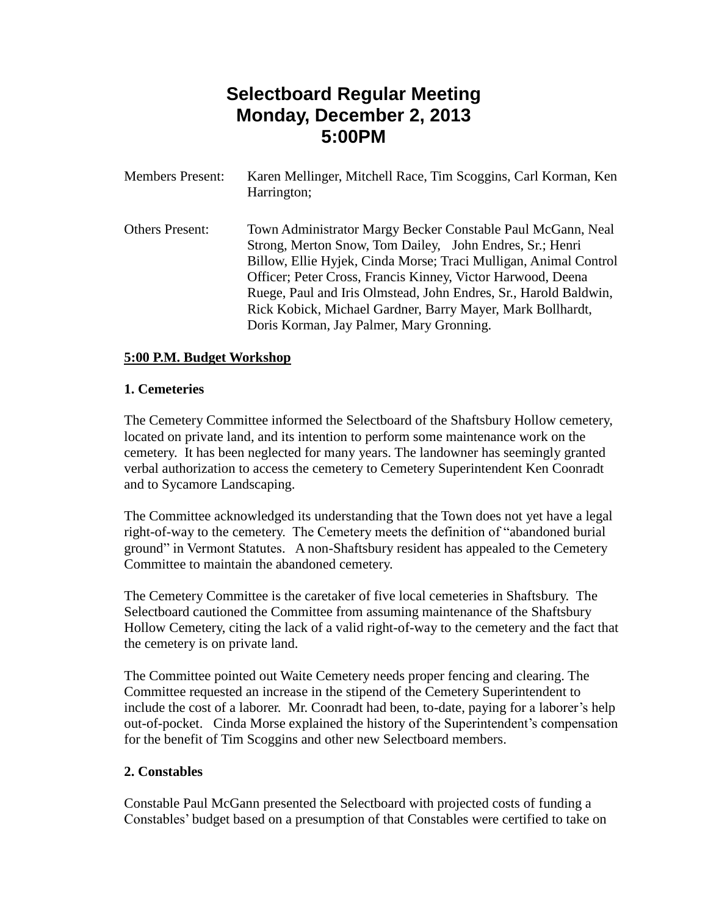# Selectboard Regular Meeting
# Monday, December 2, 2013
# 5:00PM

Members Present: Karen Mellinger, Mitchell Race, Tim Scoggins, Carl Korman, Ken Harrington;

Others Present: Town Administrator Margy Becker Constable Paul McGann, Neal Strong, Merton Snow, Tom Dailey, John Endres, Sr.; Henri Billow, Ellie Hyjek, Cinda Morse; Traci Mulligan, Animal Control Officer; Peter Cross, Francis Kinney, Victor Harwood, Deena Ruege, Paul and Iris Olmstead, John Endres, Sr., Harold Baldwin, Rick Kobick, Michael Gardner, Barry Mayer, Mark Bollhardt, Doris Korman, Jay Palmer, Mary Gronning.

**5:00 P.M. Budget Workshop**

**1. Cemeteries**

The Cemetery Committee informed the Selectboard of the Shaftsbury Hollow cemetery, located on private land, and its intention to perform some maintenance work on the cemetery. It has been neglected for many years. The landowner has seemingly granted verbal authorization to access the cemetery to Cemetery Superintendent Ken Coonradt and to Sycamore Landscaping.

The Committee acknowledged its understanding that the Town does not yet have a legal right-of-way to the cemetery. The Cemetery meets the definition of "abandoned burial ground" in Vermont Statutes. A non-Shaftsbury resident has appealed to the Cemetery Committee to maintain the abandoned cemetery.

The Cemetery Committee is the caretaker of five local cemeteries in Shaftsbury. The Selectboard cautioned the Committee from assuming maintenance of the Shaftsbury Hollow Cemetery, citing the lack of a valid right-of-way to the cemetery and the fact that the cemetery is on private land.

The Committee pointed out Waite Cemetery needs proper fencing and clearing. The Committee requested an increase in the stipend of the Cemetery Superintendent to include the cost of a laborer. Mr. Coonradt had been, to-date, paying for a laborer's help out-of-pocket. Cinda Morse explained the history of the Superintendent's compensation for the benefit of Tim Scoggins and other new Selectboard members.

**2. Constables**

Constable Paul McGann presented the Selectboard with projected costs of funding a Constables' budget based on a presumption of that Constables were certified to take on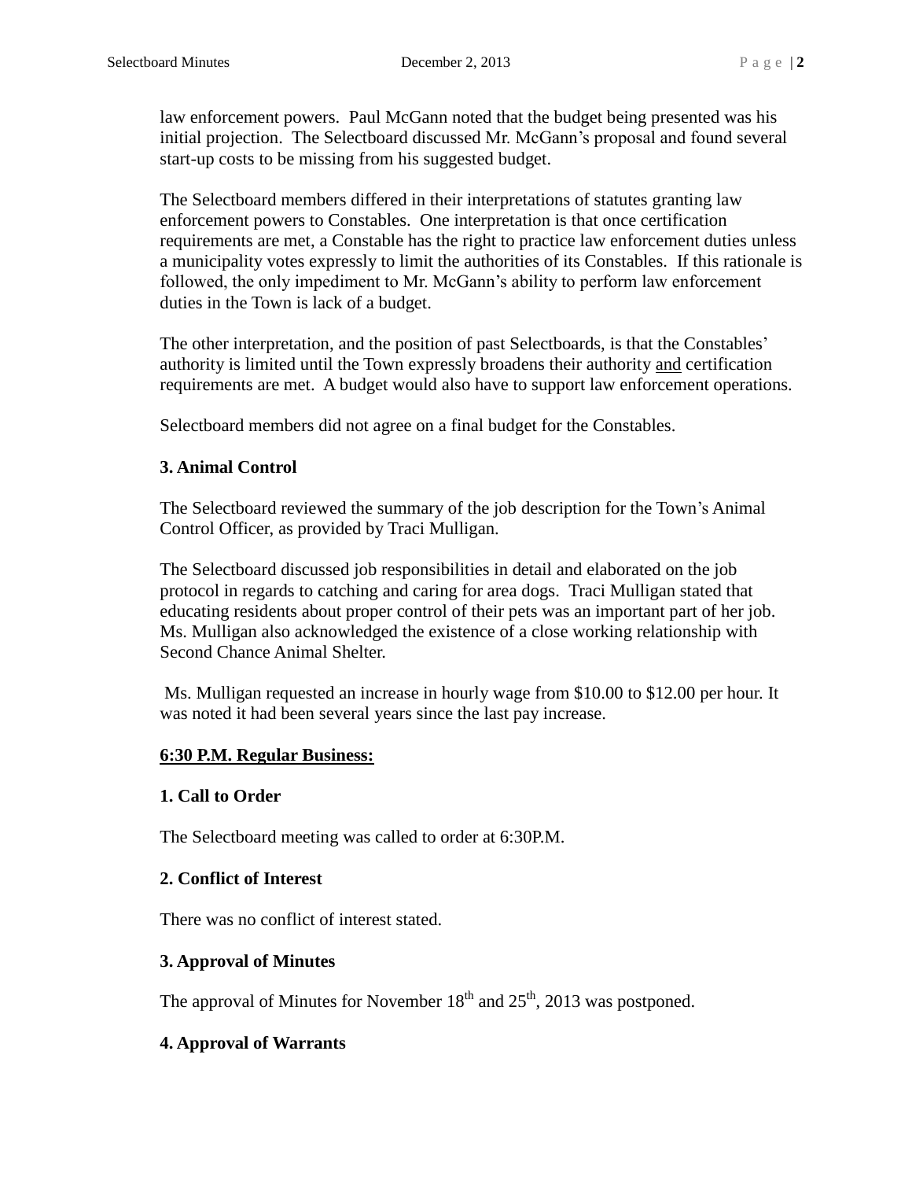law enforcement powers. Paul McGann noted that the budget being presented was his initial projection. The Selectboard discussed Mr. McGann's proposal and found several start-up costs to be missing from his suggested budget.

The Selectboard members differed in their interpretations of statutes granting law enforcement powers to Constables. One interpretation is that once certification requirements are met, a Constable has the right to practice law enforcement duties unless a municipality votes expressly to limit the authorities of its Constables. If this rationale is followed, the only impediment to Mr. McGann's ability to perform law enforcement duties in the Town is lack of a budget.

The other interpretation, and the position of past Selectboards, is that the Constables' authority is limited until the Town expressly broadens their authority and certification requirements are met. A budget would also have to support law enforcement operations.

Selectboard members did not agree on a final budget for the Constables.

**3. Animal Control**

The Selectboard reviewed the summary of the job description for the Town's Animal Control Officer, as provided by Traci Mulligan.

The Selectboard discussed job responsibilities in detail and elaborated on the job protocol in regards to catching and caring for area dogs. Traci Mulligan stated that educating residents about proper control of their pets was an important part of her job. Ms. Mulligan also acknowledged the existence of a close working relationship with Second Chance Animal Shelter.

Ms. Mulligan requested an increase in hourly wage from $10.00 to $12.00 per hour. It was noted it had been several years since the last pay increase.

**6:30 P.M. Regular Business:**

**1. Call to Order**

The Selectboard meeting was called to order at 6:30P.M.

**2. Conflict of Interest**

There was no conflict of interest stated.

**3. Approval of Minutes**

The approval of Minutes for November 18th and 25th, 2013 was postponed.

**4. Approval of Warrants**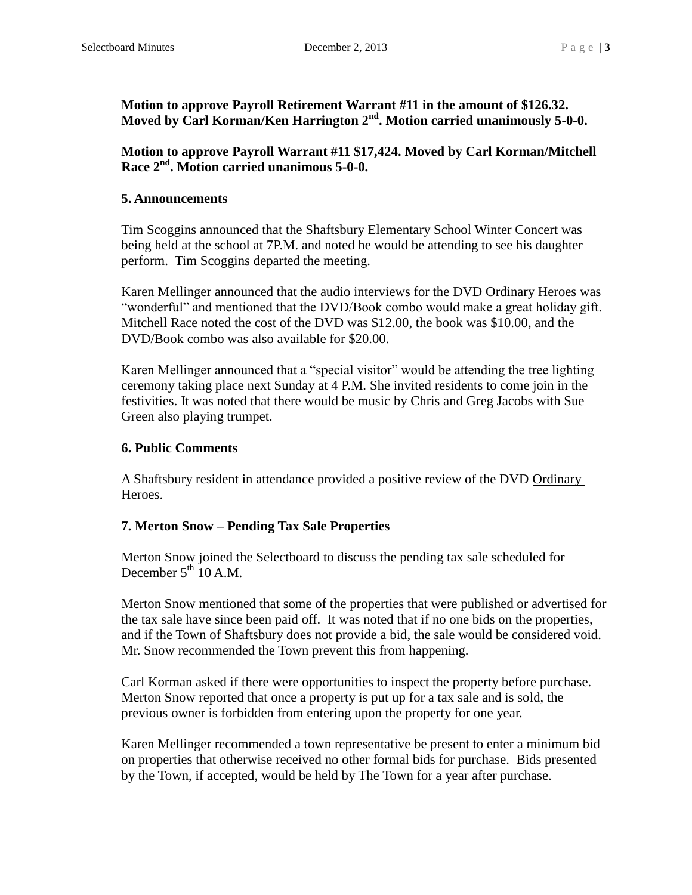**Motion to approve Payroll Retirement Warrant #11 in the amount of $126.32. Moved by Carl Korman/Ken Harrington 2nd. Motion carried unanimously 5-0-0.**

**Motion to approve Payroll Warrant #11 $17,424. Moved by Carl Korman/Mitchell Race 2nd. Motion carried unanimous 5-0-0.**

## 5. Announcements

Tim Scoggins announced that the Shaftsbury Elementary School Winter Concert was being held at the school at 7P.M. and noted he would be attending to see his daughter perform. Tim Scoggins departed the meeting.

Karen Mellinger announced that the audio interviews for the DVD Ordinary Heroes was "wonderful" and mentioned that the DVD/Book combo would make a great holiday gift. Mitchell Race noted the cost of the DVD was $12.00, the book was $10.00, and the DVD/Book combo was also available for $20.00.

Karen Mellinger announced that a "special visitor" would be attending the tree lighting ceremony taking place next Sunday at 4 P.M. She invited residents to come join in the festivities. It was noted that there would be music by Chris and Greg Jacobs with Sue Green also playing trumpet.

## 6. Public Comments

A Shaftsbury resident in attendance provided a positive review of the DVD Ordinary Heroes.

## 7. Merton Snow – Pending Tax Sale Properties

Merton Snow joined the Selectboard to discuss the pending tax sale scheduled for December 5th 10 A.M.

Merton Snow mentioned that some of the properties that were published or advertised for the tax sale have since been paid off. It was noted that if no one bids on the properties, and if the Town of Shaftsbury does not provide a bid, the sale would be considered void. Mr. Snow recommended the Town prevent this from happening.

Carl Korman asked if there were opportunities to inspect the property before purchase. Merton Snow reported that once a property is put up for a tax sale and is sold, the previous owner is forbidden from entering upon the property for one year.

Karen Mellinger recommended a town representative be present to enter a minimum bid on properties that otherwise received no other formal bids for purchase. Bids presented by the Town, if accepted, would be held by The Town for a year after purchase.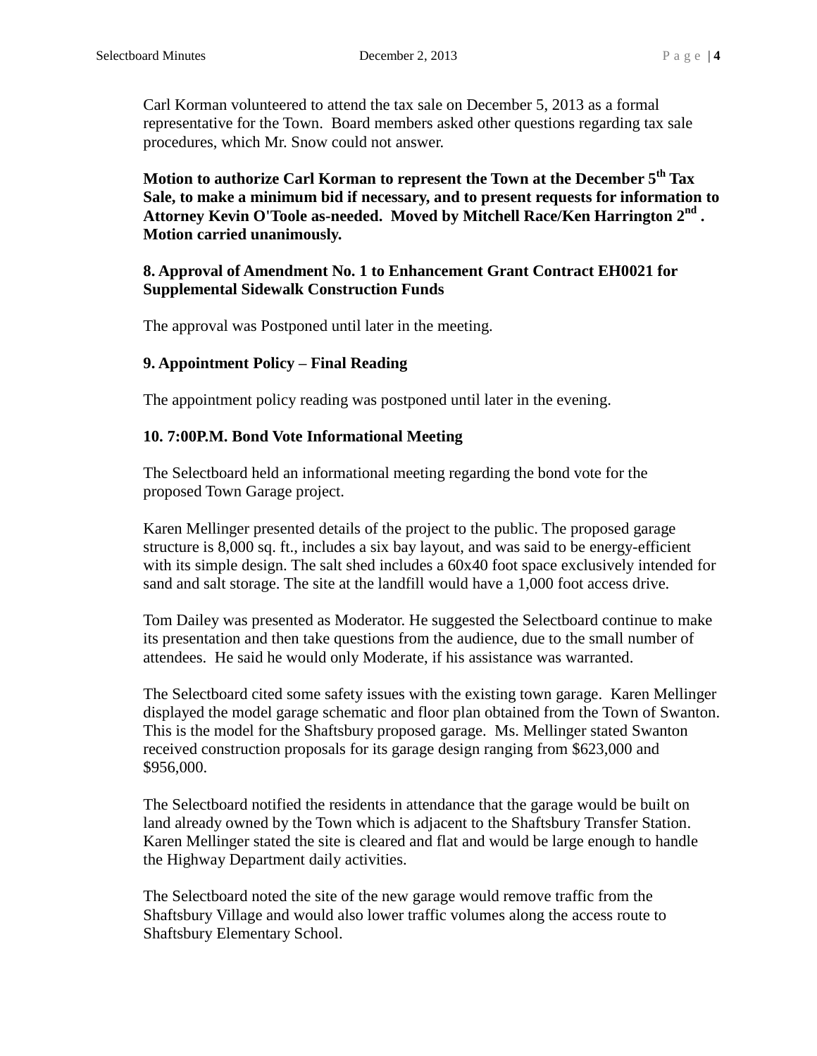Carl Korman volunteered to attend the tax sale on December 5, 2013 as a formal representative for the Town. Board members asked other questions regarding tax sale procedures, which Mr. Snow could not answer.

**Motion to authorize Carl Korman to represent the Town at the December 5th Tax Sale, to make a minimum bid if necessary, and to present requests for information to Attorney Kevin O'Toole as-needed. Moved by Mitchell Race/Ken Harrington 2nd . Motion carried unanimously.**

**8. Approval of Amendment No. 1 to Enhancement Grant Contract EH0021 for Supplemental Sidewalk Construction Funds**

The approval was Postponed until later in the meeting.

**9. Appointment Policy – Final Reading**

The appointment policy reading was postponed until later in the evening.

**10. 7:00P.M. Bond Vote Informational Meeting**

The Selectboard held an informational meeting regarding the bond vote for the proposed Town Garage project.

Karen Mellinger presented details of the project to the public. The proposed garage structure is 8,000 sq. ft., includes a six bay layout, and was said to be energy-efficient with its simple design. The salt shed includes a 60x40 foot space exclusively intended for sand and salt storage. The site at the landfill would have a 1,000 foot access drive.

Tom Dailey was presented as Moderator. He suggested the Selectboard continue to make its presentation and then take questions from the audience, due to the small number of attendees. He said he would only Moderate, if his assistance was warranted.

The Selectboard cited some safety issues with the existing town garage. Karen Mellinger displayed the model garage schematic and floor plan obtained from the Town of Swanton. This is the model for the Shaftsbury proposed garage. Ms. Mellinger stated Swanton received construction proposals for its garage design ranging from $623,000 and $956,000.

The Selectboard notified the residents in attendance that the garage would be built on land already owned by the Town which is adjacent to the Shaftsbury Transfer Station. Karen Mellinger stated the site is cleared and flat and would be large enough to handle the Highway Department daily activities.

The Selectboard noted the site of the new garage would remove traffic from the Shaftsbury Village and would also lower traffic volumes along the access route to Shaftsbury Elementary School.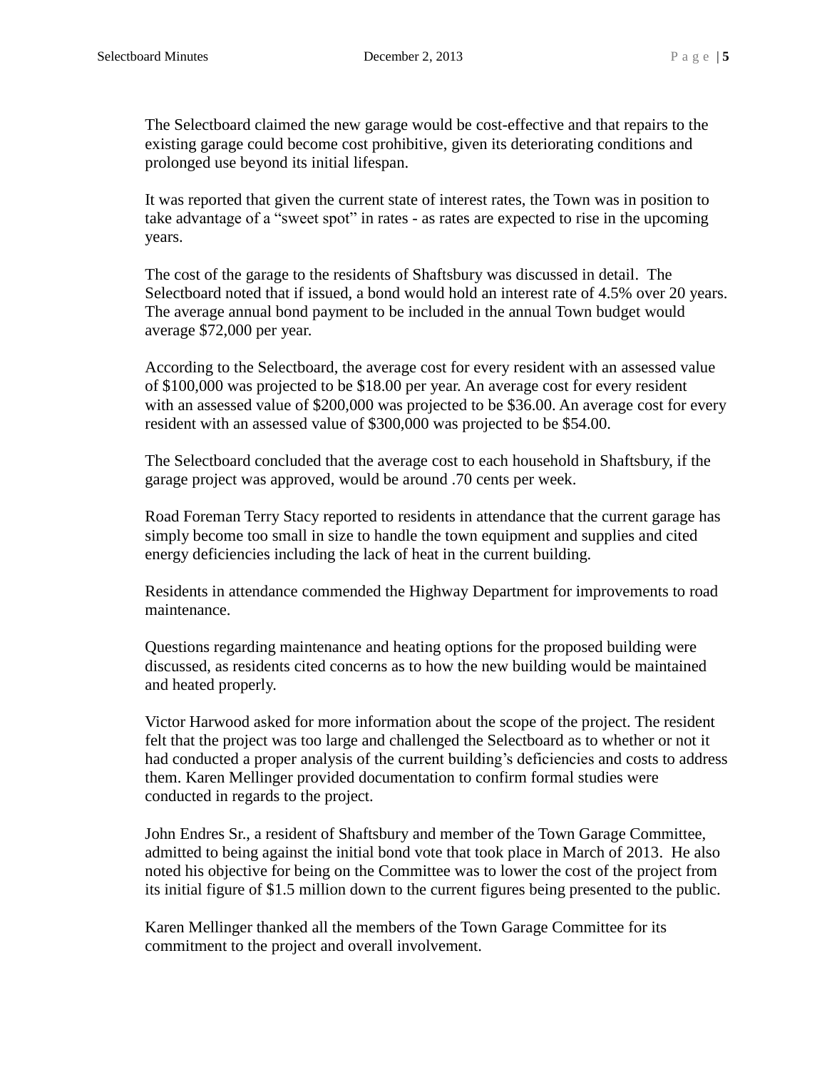The Selectboard claimed the new garage would be cost-effective and that repairs to the existing garage could become cost prohibitive, given its deteriorating conditions and prolonged use beyond its initial lifespan.

It was reported that given the current state of interest rates, the Town was in position to take advantage of a "sweet spot" in rates - as rates are expected to rise in the upcoming years.

The cost of the garage to the residents of Shaftsbury was discussed in detail. The Selectboard noted that if issued, a bond would hold an interest rate of 4.5% over 20 years. The average annual bond payment to be included in the annual Town budget would average $72,000 per year.

According to the Selectboard, the average cost for every resident with an assessed value of $100,000 was projected to be $18.00 per year. An average cost for every resident with an assessed value of $200,000 was projected to be $36.00. An average cost for every resident with an assessed value of $300,000 was projected to be $54.00.

The Selectboard concluded that the average cost to each household in Shaftsbury, if the garage project was approved, would be around .70 cents per week.

Road Foreman Terry Stacy reported to residents in attendance that the current garage has simply become too small in size to handle the town equipment and supplies and cited energy deficiencies including the lack of heat in the current building.

Residents in attendance commended the Highway Department for improvements to road maintenance.

Questions regarding maintenance and heating options for the proposed building were discussed, as residents cited concerns as to how the new building would be maintained and heated properly.

Victor Harwood asked for more information about the scope of the project. The resident felt that the project was too large and challenged the Selectboard as to whether or not it had conducted a proper analysis of the current building's deficiencies and costs to address them. Karen Mellinger provided documentation to confirm formal studies were conducted in regards to the project.

John Endres Sr., a resident of Shaftsbury and member of the Town Garage Committee, admitted to being against the initial bond vote that took place in March of 2013. He also noted his objective for being on the Committee was to lower the cost of the project from its initial figure of $1.5 million down to the current figures being presented to the public.

Karen Mellinger thanked all the members of the Town Garage Committee for its commitment to the project and overall involvement.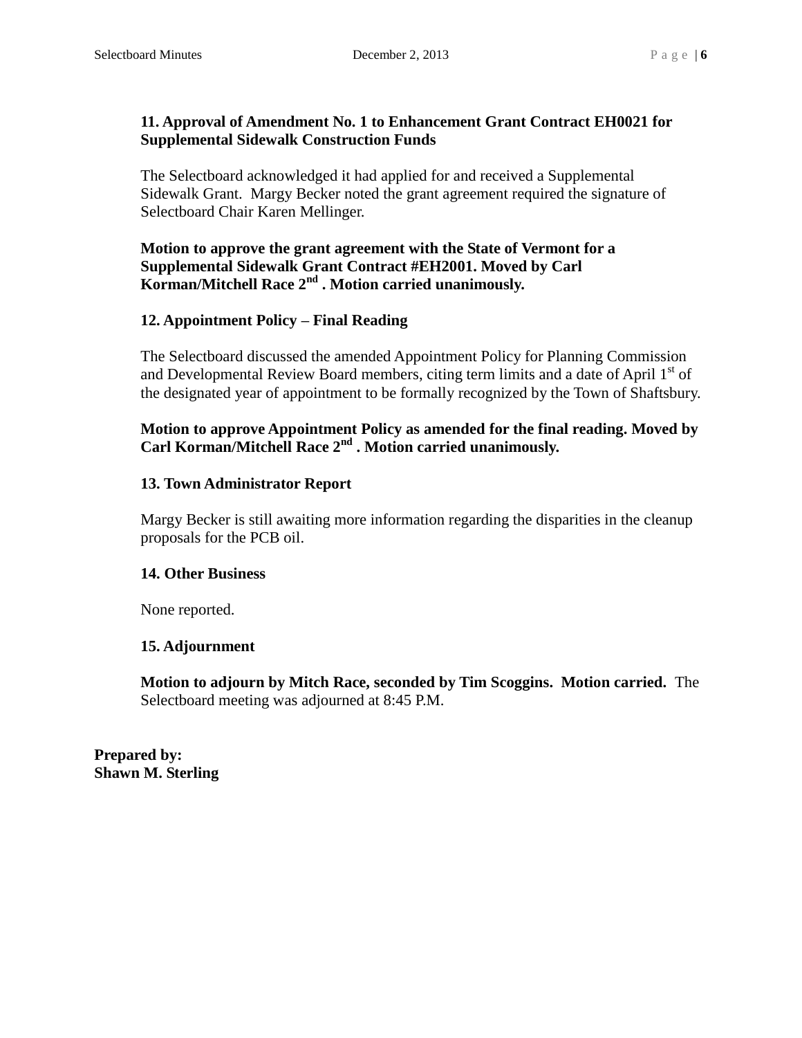**11. Approval of Amendment No. 1 to Enhancement Grant Contract EH0021 for Supplemental Sidewalk Construction Funds**

The Selectboard acknowledged it had applied for and received a Supplemental Sidewalk Grant. Margy Becker noted the grant agreement required the signature of Selectboard Chair Karen Mellinger.

**Motion to approve the grant agreement with the State of Vermont for a Supplemental Sidewalk Grant Contract #EH2001. Moved by Carl Korman/Mitchell Race 2nd . Motion carried unanimously.**

**12. Appointment Policy – Final Reading**

The Selectboard discussed the amended Appointment Policy for Planning Commission and Developmental Review Board members, citing term limits and a date of April 1st of the designated year of appointment to be formally recognized by the Town of Shaftsbury.

**Motion to approve Appointment Policy as amended for the final reading. Moved by Carl Korman/Mitchell Race 2nd . Motion carried unanimously.**

**13. Town Administrator Report**

Margy Becker is still awaiting more information regarding the disparities in the cleanup proposals for the PCB oil.

**14. Other Business**

None reported.

**15. Adjournment**

**Motion to adjourn by Mitch Race, seconded by Tim Scoggins. Motion carried.** The Selectboard meeting was adjourned at 8:45 P.M.

**Prepared by:**
**Shawn M. Sterling**